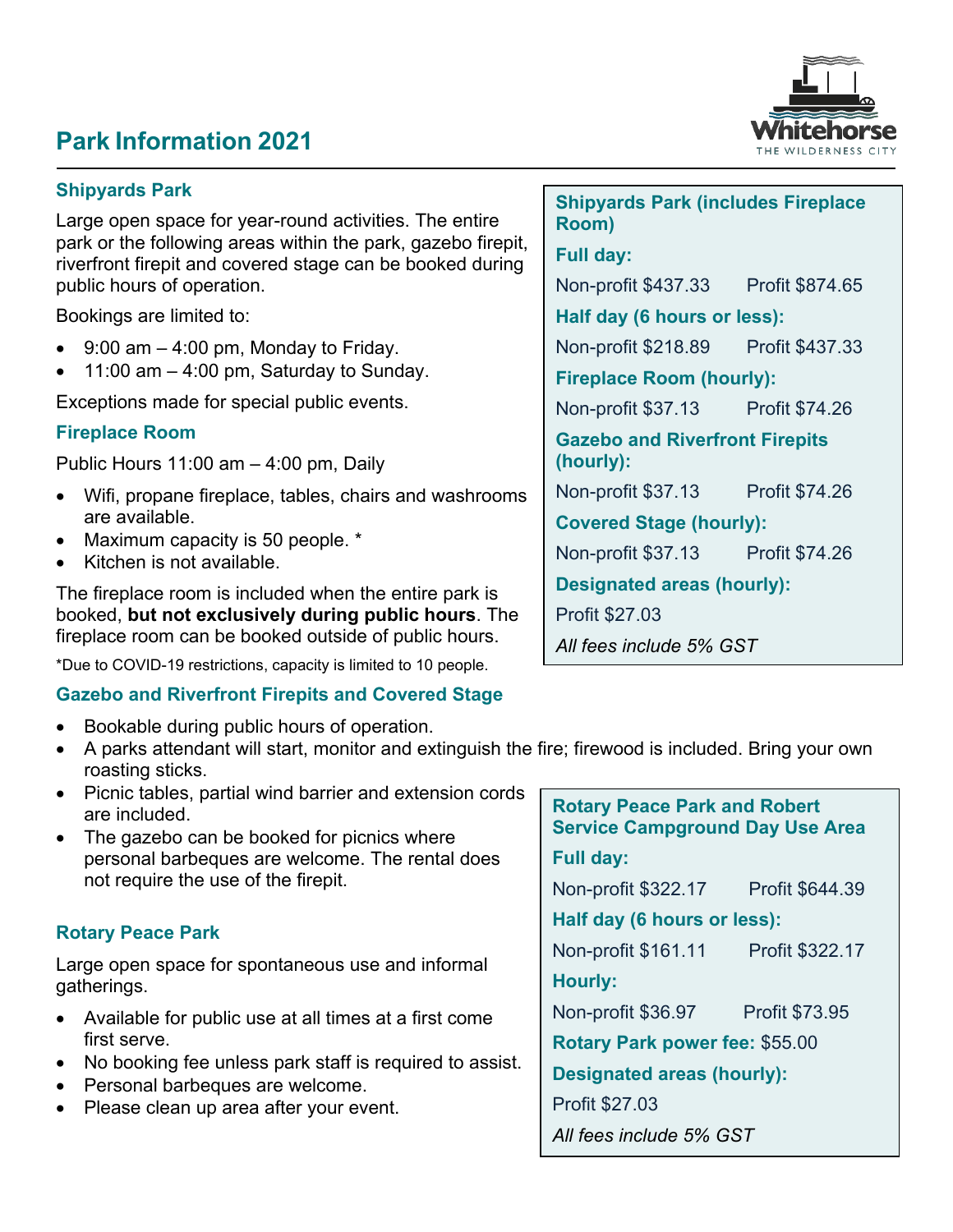# Park Information 2021

Whitehorse
THE WILDERNESS CITY

## Shipyards Park

Large open space for year-round activities. The entire park or the following areas within the park, gazebo firepit, riverfront firepit and covered stage can be booked during public hours of operation.

Bookings are limited to:

- 9:00 am – 4:00 pm, Monday to Friday.
- 11:00 am – 4:00 pm, Saturday to Sunday.

Exceptions made for special public events.

### Fireplace Room

Public Hours 11:00 am – 4:00 pm, Daily

- Wifi, propane fireplace, tables, chairs and washrooms are available.
- Maximum capacity is 50 people. *
- Kitchen is not available.

The fireplace room is included when the entire park is booked, **but not exclusively during public hours**. The fireplace room can be booked outside of public hours.

*Due to COVID-19 restrictions, capacity is limited to 10 people.

### Gazebo and Riverfront Firepits and Covered Stage

- Bookable during public hours of operation.
- A parks attendant will start, monitor and extinguish the fire; firewood is included. Bring your own roasting sticks.
- Picnic tables, partial wind barrier and extension cords are included.
- The gazebo can be booked for picnics where personal barbeques are welcome. The rental does not require the use of the firepit.

### Shipyards Park (includes Fireplace Room)

**Full day:**

Non-profit $437.33 Profit $874.65

**Half day (6 hours or less):**

Non-profit $218.89 Profit $437.33

**Fireplace Room (hourly):**

Non-profit $37.13 Profit $74.26

**Gazebo and Riverfront Firepits (hourly):**

Non-profit $37.13 Profit $74.26

**Covered Stage (hourly):**

Non-profit $37.13 Profit $74.26

**Designated areas (hourly):**

Profit $27.03

*All fees include 5% GST*

## Rotary Peace Park

Large open space for spontaneous use and informal gatherings.

- Available for public use at all times at a first come first serve.
- No booking fee unless park staff is required to assist.
- Personal barbeques are welcome.
- Please clean up area after your event.

### Rotary Peace Park and Robert Service Campground Day Use Area

**Full day:**

Non-profit $322.17 Profit $644.39

**Half day (6 hours or less):**

Non-profit $161.11 Profit $322.17

**Hourly:**

Non-profit $36.97 Profit $73.95

**Rotary Park power fee:** $55.00

**Designated areas (hourly):**

Profit $27.03

*All fees include 5% GST*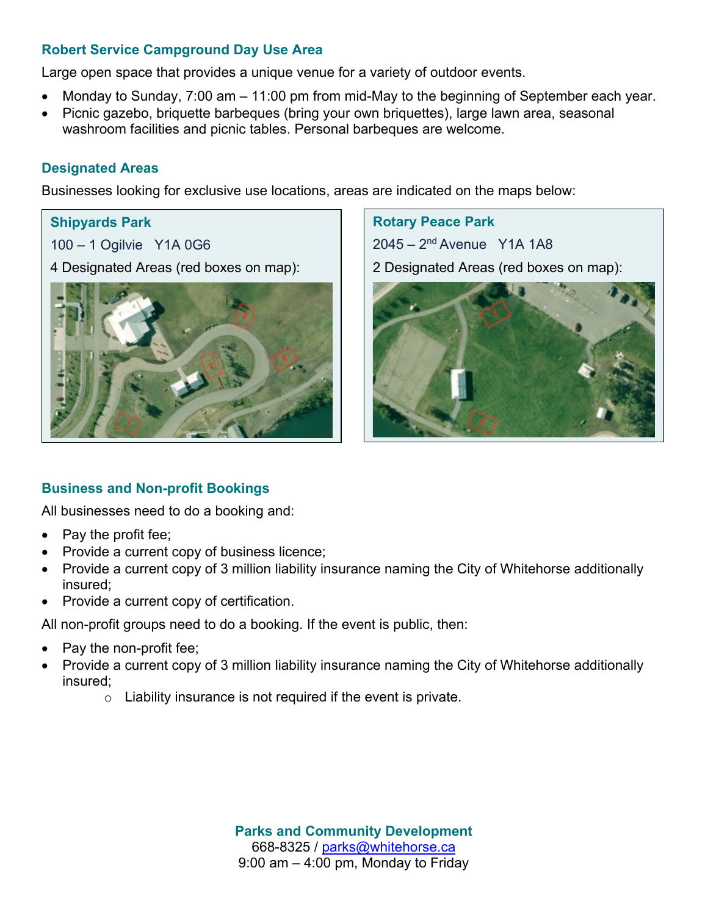### Robert Service Campground Day Use Area

Large open space that provides a unique venue for a variety of outdoor events.

- Monday to Sunday, 7:00 am – 11:00 pm from mid-May to the beginning of September each year.
- Picnic gazebo, briquette barbeques (bring your own briquettes), large lawn area, seasonal washroom facilities and picnic tables. Personal barbeques are welcome.

### Designated Areas

Businesses looking for exclusive use locations, areas are indicated on the maps below:

**Shipyards Park**

100 – 1 Ogilvie   Y1A 0G6

4 Designated Areas (red boxes on map):

**Rotary Peace Park**

2045 – 2nd Avenue   Y1A 1A8

2 Designated Areas (red boxes on map):

### Business and Non-profit Bookings

All businesses need to do a booking and:

- Pay the profit fee;
- Provide a current copy of business licence;
- Provide a current copy of 3 million liability insurance naming the City of Whitehorse additionally insured;
- Provide a current copy of certification.

All non-profit groups need to do a booking. If the event is public, then:

- Pay the non-profit fee;
- Provide a current copy of 3 million liability insurance naming the City of Whitehorse additionally insured;
  - Liability insurance is not required if the event is private.

**Parks and Community Development**
668-8325 / parks@whitehorse.ca
9:00 am – 4:00 pm, Monday to Friday